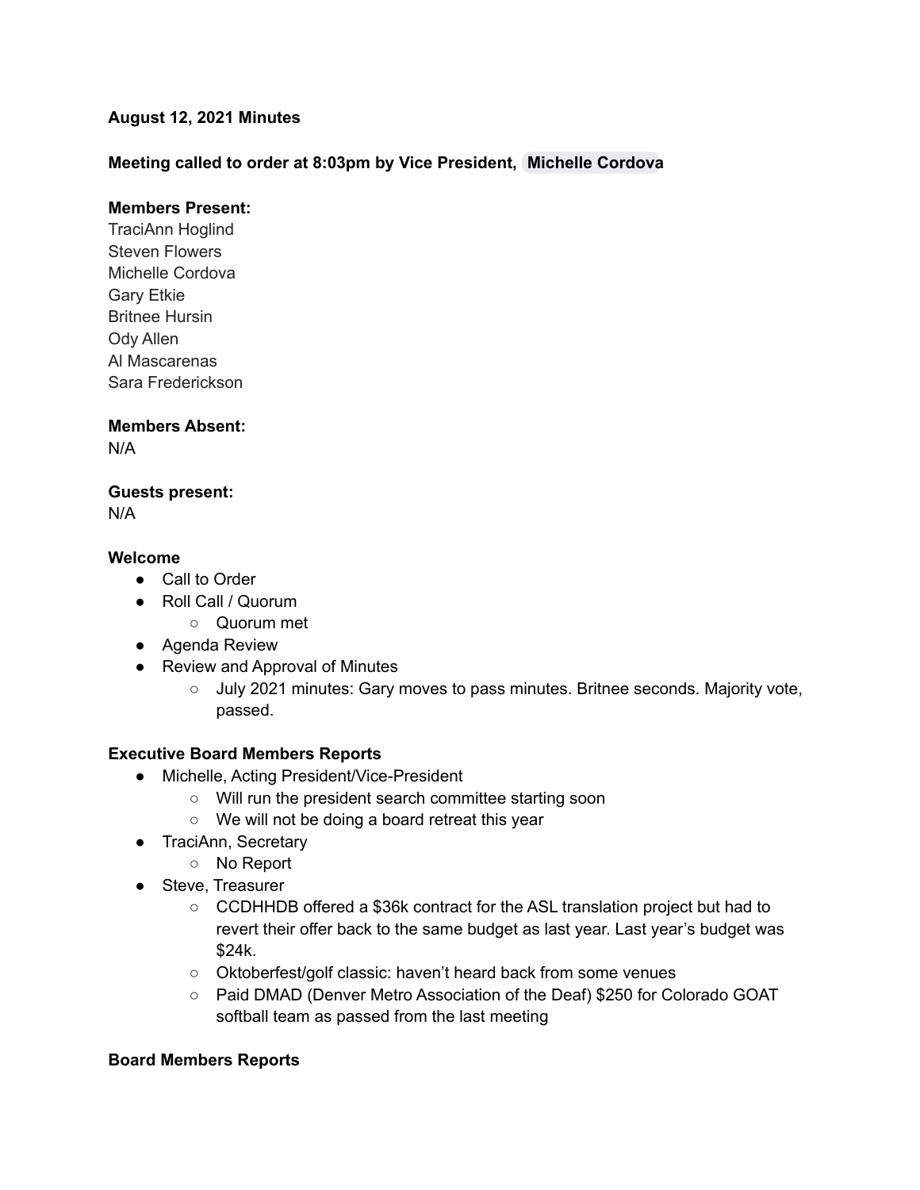**August 12, 2021 Minutes**

**Meeting called to order at 8:03pm by Vice President, Michelle Cordova**

**Members Present:**
TraciAnn Hoglind
Steven Flowers
Michelle Cordova
Gary Etkie
Britnee Hursin
Ody Allen
Al Mascarenas
Sara Frederickson

**Members Absent:**
N/A

**Guests present:**
N/A

**Welcome**

- Call to Order
- Roll Call / Quorum
  - Quorum met
- Agenda Review
- Review and Approval of Minutes
  - July 2021 minutes: Gary moves to pass minutes. Britnee seconds. Majority vote, passed.

**Executive Board Members Reports**

- Michelle, Acting President/Vice-President
  - Will run the president search committee starting soon
  - We will not be doing a board retreat this year
- TraciAnn, Secretary
  - No Report
- Steve, Treasurer
  - CCDHHDB offered a $36k contract for the ASL translation project but had to revert their offer back to the same budget as last year. Last year's budget was $24k.
  - Oktoberfest/golf classic: haven't heard back from some venues
  - Paid DMAD (Denver Metro Association of the Deaf) $250 for Colorado GOAT softball team as passed from the last meeting

**Board Members Reports**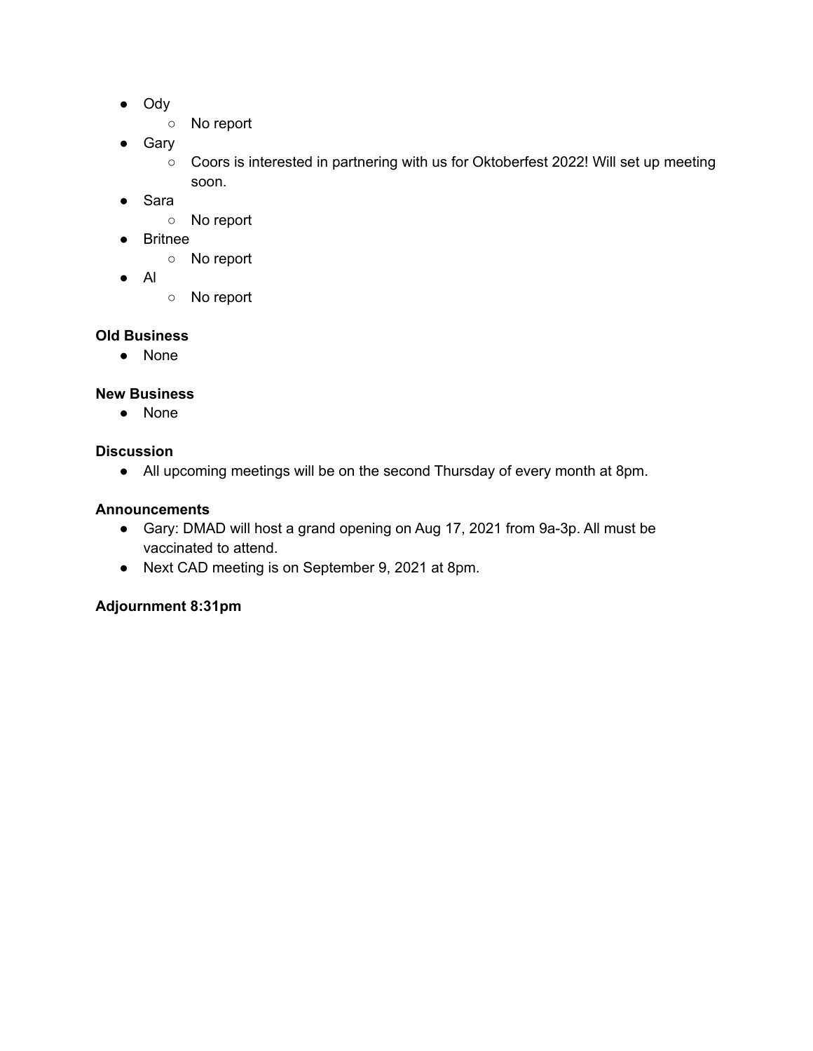- Ody
  - No report
- Gary
  - Coors is interested in partnering with us for Oktoberfest 2022! Will set up meeting soon.
- Sara
  - No report
- Britnee
  - No report
- Al
  - No report

**Old Business**

- None

**New Business**

- None

**Discussion**

- All upcoming meetings will be on the second Thursday of every month at 8pm.

**Announcements**

- Gary: DMAD will host a grand opening on Aug 17, 2021 from 9a-3p. All must be vaccinated to attend.
- Next CAD meeting is on September 9, 2021 at 8pm.

**Adjournment 8:31pm**